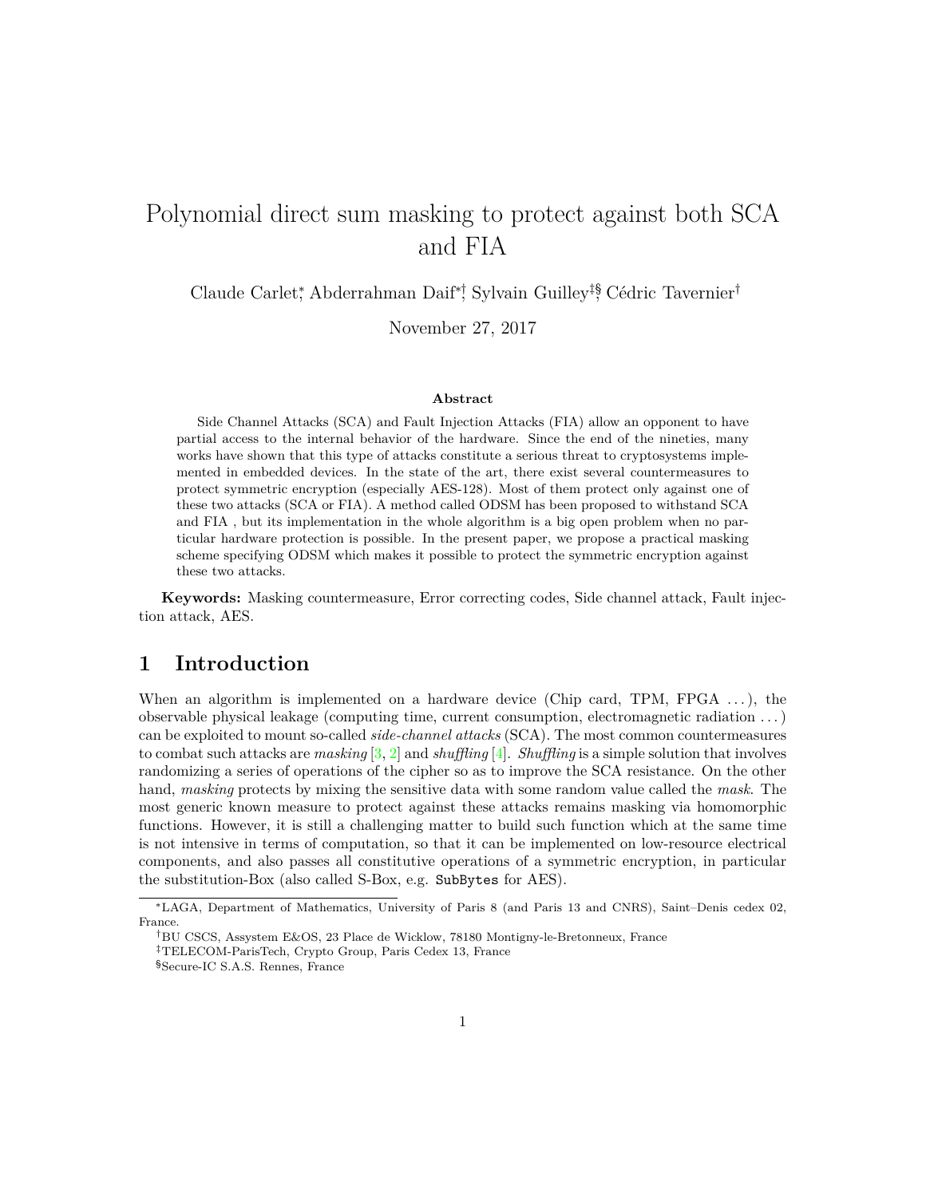# Polynomial direct sum masking to protect against both SCA and FIA

Claude Carlet*, Abderrahman Daif*†, Sylvain Guilley‡§, Cédric Tavernier†

November 27, 2017

**Abstract**

Side Channel Attacks (SCA) and Fault Injection Attacks (FIA) allow an opponent to have partial access to the internal behavior of the hardware. Since the end of the nineties, many works have shown that this type of attacks constitute a serious threat to cryptosystems implemented in embedded devices. In the state of the art, there exist several countermeasures to protect symmetric encryption (especially AES-128). Most of them protect only against one of these two attacks (SCA or FIA). A method called ODSM has been proposed to withstand SCA and FIA , but its implementation in the whole algorithm is a big open problem when no particular hardware protection is possible. In the present paper, we propose a practical masking scheme specifying ODSM which makes it possible to protect the symmetric encryption against these two attacks.

**Keywords:** Masking countermeasure, Error correcting codes, Side channel attack, Fault injection attack, AES.

## 1 Introduction

When an algorithm is implemented on a hardware device (Chip card, TPM, FPGA ...), the observable physical leakage (computing time, current consumption, electromagnetic radiation ...) can be exploited to mount so-called *side-channel attacks* (SCA). The most common countermeasures to combat such attacks are *masking* [3, 2] and *shuffling* [4]. *Shuffling* is a simple solution that involves randomizing a series of operations of the cipher so as to improve the SCA resistance. On the other hand, *masking* protects by mixing the sensitive data with some random value called the *mask*. The most generic known measure to protect against these attacks remains masking via homomorphic functions. However, it is still a challenging matter to build such function which at the same time is not intensive in terms of computation, so that it can be implemented on low-resource electrical components, and also passes all constitutive operations of a symmetric encryption, in particular the substitution-Box (also called S-Box, e.g. `SubBytes` for AES).

*LAGA, Department of Mathematics, University of Paris 8 (and Paris 13 and CNRS), Saint–Denis cedex 02, France.

†BU CSCS, Assystem E&OS, 23 Place de Wicklow, 78180 Montigny-le-Bretonneux, France

‡TELECOM-ParisTech, Crypto Group, Paris Cedex 13, France

§Secure-IC S.A.S. Rennes, France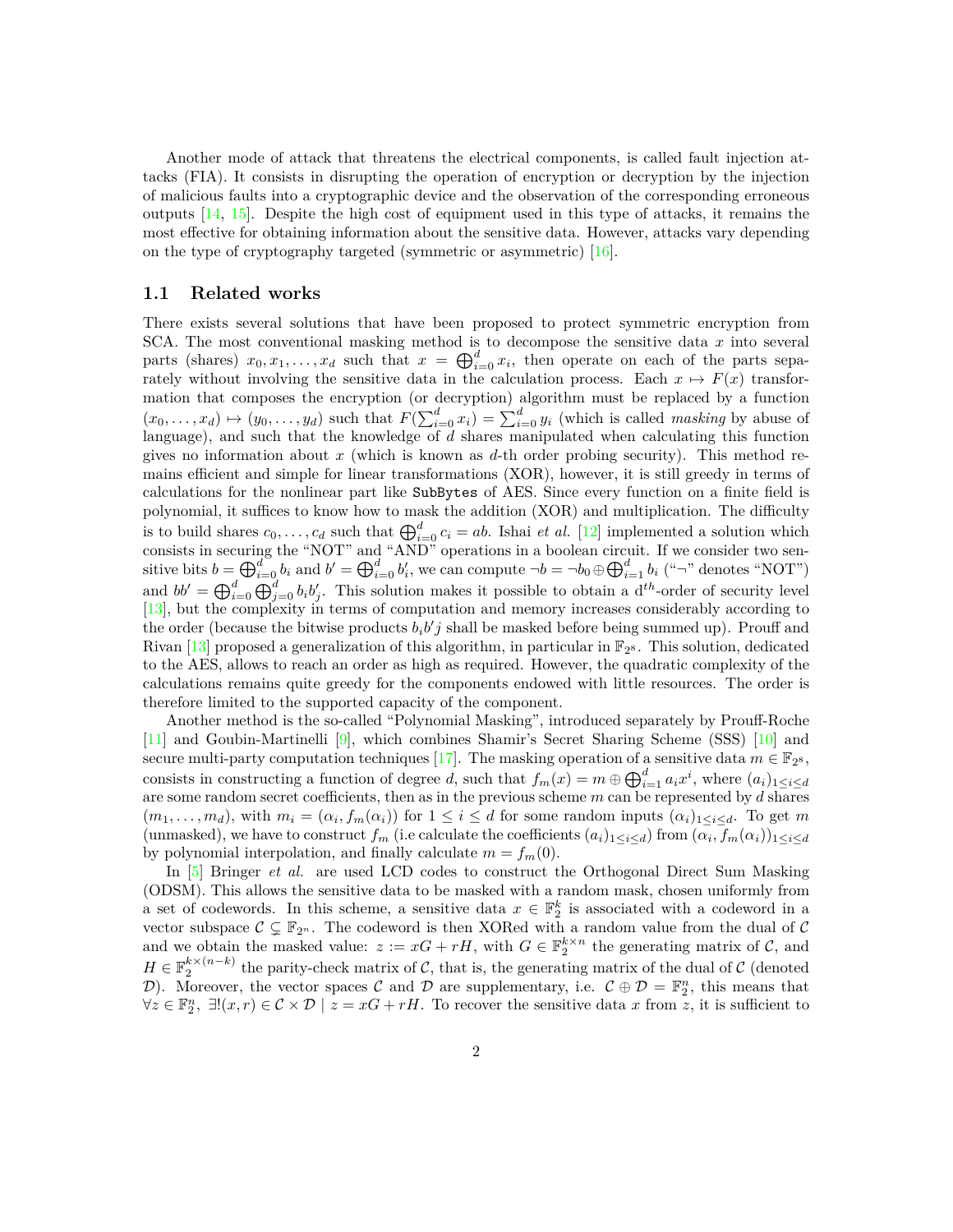Another mode of attack that threatens the electrical components, is called fault injection attacks (FIA). It consists in disrupting the operation of encryption or decryption by the injection of malicious faults into a cryptographic device and the observation of the corresponding erroneous outputs [14, 15]. Despite the high cost of equipment used in this type of attacks, it remains the most effective for obtaining information about the sensitive data. However, attacks vary depending on the type of cryptography targeted (symmetric or asymmetric) [16].

## 1.1 Related works

There exists several solutions that have been proposed to protect symmetric encryption from SCA. The most conventional masking method is to decompose the sensitive data $x$ into several parts (shares) $x_0, x_1, \ldots, x_d$ such that $x = \bigoplus_{i=0}^{d} x_i$, then operate on each of the parts separately without involving the sensitive data in the calculation process. Each $x \mapsto F(x)$ transformation that composes the encryption (or decryption) algorithm must be replaced by a function $(x_0, \ldots, x_d) \mapsto (y_0, \ldots, y_d)$ such that $F(\sum_{i=0}^{d} x_i) = \sum_{i=0}^{d} y_i$ (which is called *masking* by abuse of language), and such that the knowledge of $d$ shares manipulated when calculating this function gives no information about $x$ (which is known as $d$-th order probing security). This method remains efficient and simple for linear transformations (XOR), however, it is still greedy in terms of calculations for the nonlinear part like `SubBytes` of AES. Since every function on a finite field is polynomial, it suffices to know how to mask the addition (XOR) and multiplication. The difficulty is to build shares $c_0, \ldots, c_d$ such that $\bigoplus_{i=0}^{d} c_i = ab$. Ishai *et al.* [12] implemented a solution which consists in securing the "NOT" and "AND" operations in a boolean circuit. If we consider two sensitive bits $b = \bigoplus_{i=0}^{d} b_i$ and $b' = \bigoplus_{i=0}^{d} b'_i$, we can compute $\neg b = \neg b_0 \oplus \bigoplus_{i=1}^{d} b_i$ ("$\neg$" denotes "NOT") and $bb' = \bigoplus_{i=0}^{d} \bigoplus_{j=0}^{d} b_i b'_j$. This solution makes it possible to obtain a d$^{th}$-order of security level [13], but the complexity in terms of computation and memory increases considerably according to the order (because the bitwise products $b_i b' j$ shall be masked before being summed up). Prouff and Rivan [13] proposed a generalization of this algorithm, in particular in $\mathbb{F}_{2^s}$. This solution, dedicated to the AES, allows to reach an order as high as required. However, the quadratic complexity of the calculations remains quite greedy for the components endowed with little resources. The order is therefore limited to the supported capacity of the component.

Another method is the so-called "Polynomial Masking", introduced separately by Prouff-Roche [11] and Goubin-Martinelli [9], which combines Shamir's Secret Sharing Scheme (SSS) [10] and secure multi-party computation techniques [17]. The masking operation of a sensitive data $m \in \mathbb{F}_{2^s}$, consists in constructing a function of degree $d$, such that $f_m(x) = m \oplus \bigoplus_{i=1}^{d} a_i x^i$, where $(a_i)_{1 \leq i \leq d}$ are some random secret coefficients, then as in the previous scheme $m$ can be represented by $d$ shares $(m_1, \ldots, m_d)$, with $m_i = (\alpha_i, f_m(\alpha_i))$ for $1 \leq i \leq d$ for some random inputs $(\alpha_i)_{1 \leq i \leq d}$. To get $m$ (unmasked), we have to construct $f_m$ (i.e calculate the coefficients $(a_i)_{1 \leq i \leq d}$ from $(\alpha_i, f_m(\alpha_i))_{1 \leq i \leq d}$ by polynomial interpolation, and finally calculate $m = f_m(0)$.

In [5] Bringer *et al.* are used LCD codes to construct the Orthogonal Direct Sum Masking (ODSM). This allows the sensitive data to be masked with a random mask, chosen uniformly from a set of codewords. In this scheme, a sensitive data $x \in \mathbb{F}_2^k$ is associated with a codeword in a vector subspace $\mathcal{C} \subsetneq \mathbb{F}_{2^n}$. The codeword is then XORed with a random value from the dual of $\mathcal{C}$ and we obtain the masked value: $z := xG + rH$, with $G \in \mathbb{F}_2^{k \times n}$ the generating matrix of $\mathcal{C}$, and $H \in \mathbb{F}_2^{k \times (n-k)}$ the parity-check matrix of $\mathcal{C}$, that is, the generating matrix of the dual of $\mathcal{C}$ (denoted $\mathcal{D}$). Moreover, the vector spaces $\mathcal{C}$ and $\mathcal{D}$ are supplementary, i.e. $\mathcal{C} \oplus \mathcal{D} = \mathbb{F}_2^n$, this means that $\forall z \in \mathbb{F}_2^n,\ \exists!(x, r) \in \mathcal{C} \times \mathcal{D} \mid z = xG + rH$. To recover the sensitive data $x$ from $z$, it is sufficient to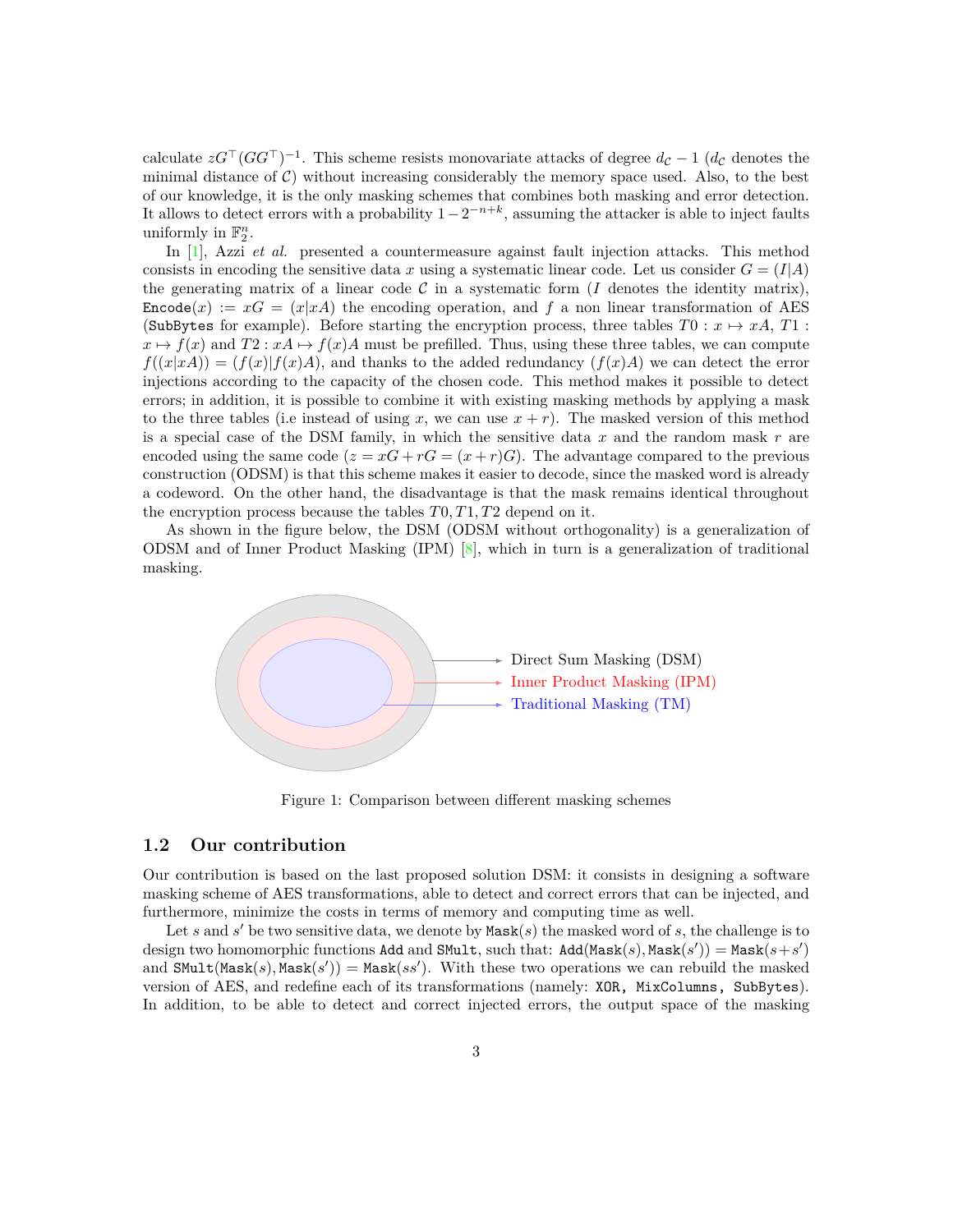calculate $zG^\top(GG^\top)^{-1}$. This scheme resists monovariate attacks of degree $d_\mathcal{C} - 1$ ($d_\mathcal{C}$ denotes the minimal distance of $\mathcal{C}$) without increasing considerably the memory space used. Also, to the best of our knowledge, it is the only masking schemes that combines both masking and error detection. It allows to detect errors with a probability $1 - 2^{-n+k}$, assuming the attacker is able to inject faults uniformly in $\mathbb{F}_2^n$.

In [1], Azzi *et al.* presented a countermeasure against fault injection attacks. This method consists in encoding the sensitive data $x$ using a systematic linear code. Let us consider $G = (I|A)$ the generating matrix of a linear code $\mathcal{C}$ in a systematic form ($I$ denotes the identity matrix), $\texttt{Encode}(x) := xG = (x|xA)$ the encoding operation, and $f$ a non linear transformation of AES (`SubBytes` for example). Before starting the encryption process, three tables $T0 : x \mapsto xA$, $T1 : x \mapsto f(x)$ and $T2 : xA \mapsto f(x)A$ must be prefilled. Thus, using these three tables, we can compute $f((x|xA)) = (f(x)|f(x)A)$, and thanks to the added redundancy ($f(x)A$) we can detect the error injections according to the capacity of the chosen code. This method makes it possible to detect errors; in addition, it is possible to combine it with existing masking methods by applying a mask to the three tables (i.e instead of using $x$, we can use $x + r$). The masked version of this method is a special case of the DSM family, in which the sensitive data $x$ and the random mask $r$ are encoded using the same code ($z = xG + rG = (x + r)G$). The advantage compared to the previous construction (ODSM) is that this scheme makes it easier to decode, since the masked word is already a codeword. On the other hand, the disadvantage is that the mask remains identical throughout the encryption process because the tables $T0, T1, T2$ depend on it.

As shown in the figure below, the DSM (ODSM without orthogonality) is a generalization of ODSM and of Inner Product Masking (IPM) [8], which in turn is a generalization of traditional masking.

Direct Sum Masking (DSM)
Inner Product Masking (IPM)
Traditional Masking (TM)

Figure 1: Comparison between different masking schemes

## 1.2 Our contribution

Our contribution is based on the last proposed solution DSM: it consists in designing a software masking scheme of AES transformations, able to detect and correct errors that can be injected, and furthermore, minimize the costs in terms of memory and computing time as well.

Let $s$ and $s'$ be two sensitive data, we denote by $\texttt{Mask}(s)$ the masked word of $s$, the challenge is to design two homomorphic functions `Add` and `SMult`, such that: $\texttt{Add}(\texttt{Mask}(s), \texttt{Mask}(s')) = \texttt{Mask}(s+s')$ and $\texttt{SMult}(\texttt{Mask}(s), \texttt{Mask}(s')) = \texttt{Mask}(ss')$. With these two operations we can rebuild the masked version of AES, and redefine each of its transformations (namely: `XOR, MixColumns, SubBytes`). In addition, to be able to detect and correct injected errors, the output space of the masking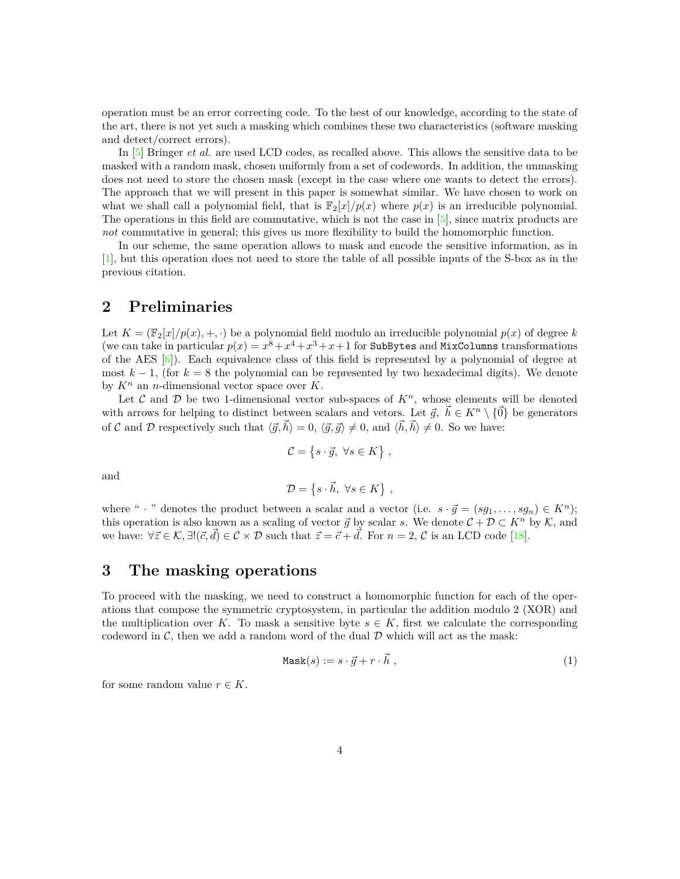operation must be an error correcting code. To the best of our knowledge, according to the state of the art, there is not yet such a masking which combines these two characteristics (software masking and detect/correct errors).

In [5] Bringer *et al.* are used LCD codes, as recalled above. This allows the sensitive data to be masked with a random mask, chosen uniformly from a set of codewords. In addition, the unmasking does not need to store the chosen mask (except in the case where one wants to detect the errors). The approach that we will present in this paper is somewhat similar. We have chosen to work on what we shall call a polynomial field, that is $\mathbb{F}_2[x]/p(x)$ where $p(x)$ is an irreducible polynomial. The operations in this field are commutative, which is not the case in [5], since matrix products are *not* commutative in general; this gives us more flexibility to build the homomorphic function.

In our scheme, the same operation allows to mask and encode the sensitive information, as in [1], but this operation does not need to store the table of all possible inputs of the S-box as in the previous citation.

## 2 Preliminaries

Let $K = (\mathbb{F}_2[x]/p(x), +, \cdot)$ be a polynomial field modulo an irreducible polynomial $p(x)$ of degree $k$ (we can take in particular $p(x) = x^8+x^4+x^3+x+1$ for `SubBytes` and `MixColumns` transformations of the AES [6]). Each equivalence class of this field is represented by a polynomial of degree at most $k-1$, (for $k = 8$ the polynomial can be represented by two hexadecimal digits). We denote by $K^n$ an $n$-dimensional vector space over $K$.

Let $\mathcal{C}$ and $\mathcal{D}$ be two 1-dimensional vector sub-spaces of $K^n$, whose elements will be denoted with arrows for helping to distinct between scalars and vetors. Let $\vec{g},\ \vec{h} \in K^n \setminus \{\vec{0}\}$ be generators of $\mathcal{C}$ and $\mathcal{D}$ respectively such that $\langle \vec{g}, \vec{h} \rangle = 0$, $\langle \vec{g}, \vec{g} \rangle \neq 0$, and $\langle \vec{h}, \vec{h} \rangle \neq 0$. So we have:

$$\mathcal{C} = \left\{ s \cdot \vec{g},\ \forall s \in K \right\} ,$$

and

$$\mathcal{D} = \left\{ s \cdot \vec{h},\ \forall s \in K \right\} ,$$

where " $\cdot$ " denotes the product between a scalar and a vector (i.e. $s \cdot \vec{g} = (sg_1, \ldots, sg_n) \in K^n$); this operation is also known as a scaling of vector $\vec{g}$ by scalar $s$. We denote $\mathcal{C} + \mathcal{D} \subset K^n$ by $\mathcal{K}$, and we have: $\forall \vec{z} \in \mathcal{K}, \exists!(\vec{c}, \vec{d}) \in \mathcal{C} \times \mathcal{D}$ such that $\vec{z} = \vec{c} + \vec{d}$. For $n = 2$, $\mathcal{C}$ is an LCD code [18].

## 3 The masking operations

To proceed with the masking, we need to construct a homomorphic function for each of the operations that compose the symmetric cryptosystem, in particular the addition modulo 2 (XOR) and the multiplication over $K$. To mask a sensitive byte $s \in K$, first we calculate the corresponding codeword in $\mathcal{C}$, then we add a random word of the dual $\mathcal{D}$ which will act as the mask:

$$\texttt{Mask}(s) := s \cdot \vec{g} + r \cdot \vec{h} \ , \tag{1}$$

for some random value $r \in K$.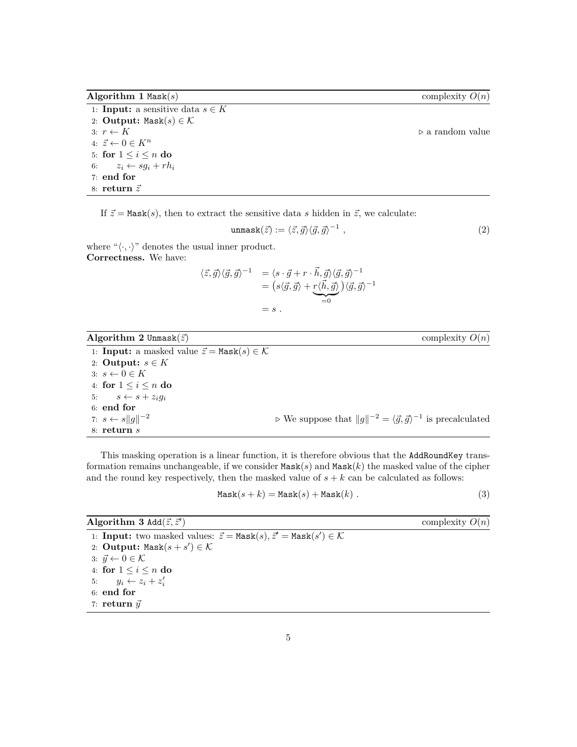**Algorithm 1** `Mask`($s$) complexity $O(n)$

```
1: Input: a sensitive data s ∈ K
2: Output: Mask(s) ∈ 𝒦
3: r ← K                                  ▷ a random value
4: z⃗ ← 0 ∈ K^n
5: for 1 ≤ i ≤ n do
6:     z_i ← s g_i + r h_i
7: end for
8: return z⃗
```

If $\vec{z} = \texttt{Mask}(s)$, then to extract the sensitive data $s$ hidden in $\vec{z}$, we calculate:

$$\texttt{unmask}(\vec{z}) := \langle \vec{z}, \vec{g} \rangle \langle \vec{g}, \vec{g} \rangle^{-1} \ , \tag{2}$$

where "$\langle \cdot, \cdot \rangle$" denotes the usual inner product.

**Correctness.** We have:

$$\begin{aligned}
\langle \vec{z}, \vec{g} \rangle \langle \vec{g}, \vec{g} \rangle^{-1} &= \langle s \cdot \vec{g} + r \cdot \vec{h}, \vec{g} \rangle \langle \vec{g}, \vec{g} \rangle^{-1} \\
&= \big( s \langle \vec{g}, \vec{g} \rangle + r \underbrace{\langle \vec{h}, \vec{g} \rangle}_{=0} \big) \langle \vec{g}, \vec{g} \rangle^{-1} \\
&= s \ .
\end{aligned}$$

**Algorithm 2** `Unmask`($\vec{z}$) complexity $O(n)$

```
1: Input: a masked value z⃗ = Mask(s) ∈ 𝒦
2: Output: s ∈ K
3: s ← 0 ∈ K
4: for 1 ≤ i ≤ n do
5:     s ← s + z_i g_i
6: end for
7: s ← s‖g‖^{-2}          ▷ We suppose that ‖g‖^{-2} = ⟨g⃗, g⃗⟩^{-1} is precalculated
8: return s
```

This masking operation is a linear function, it is therefore obvious that the `AddRoundKey` transformation remains unchangeable, if we consider `Mask`($s$) and `Mask`($k$) the masked value of the cipher and the round key respectively, then the masked value of $s + k$ can be calculated as follows:

$$\texttt{Mask}(s + k) = \texttt{Mask}(s) + \texttt{Mask}(k) \ . \tag{3}$$

**Algorithm 3** `Add`($\vec{z}, \vec{z}'$) complexity $O(n)$

```
1: Input: two masked values: z⃗ = Mask(s), z⃗' = Mask(s') ∈ 𝒦
2: Output: Mask(s + s') ∈ 𝒦
3: y⃗ ← 0 ∈ 𝒦
4: for 1 ≤ i ≤ n do
5:     y_i ← z_i + z'_i
6: end for
7: return y⃗
```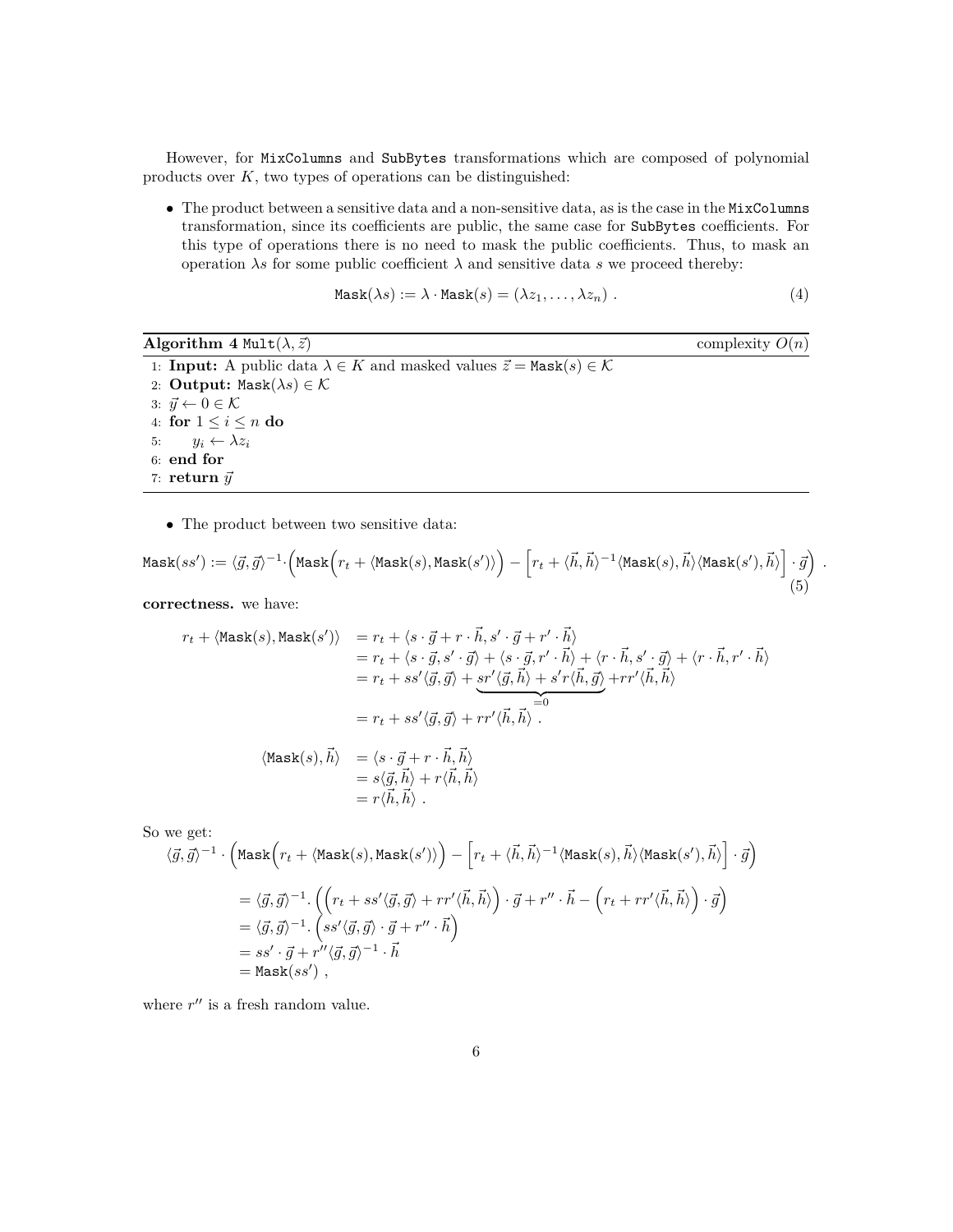However, for MixColumns and SubBytes transformations which are composed of polynomial products over $K$, two types of operations can be distinguished:

- The product between a sensitive data and a non-sensitive data, as is the case in the MixColumns transformation, since its coefficients are public, the same case for SubBytes coefficients. For this type of operations there is no need to mask the public coefficients. Thus, to mask an operation $\lambda s$ for some public coefficient $\lambda$ and sensitive data $s$ we proceed thereby:

$$\mathtt{Mask}(\lambda s) := \lambda \cdot \mathtt{Mask}(s) = (\lambda z_1, \ldots, \lambda z_n) \ . \tag{4}$$

**Algorithm 4** $\mathtt{Mult}(\lambda, \vec{z})$ — complexity $O(n)$

```
1: Input: A public data λ ∈ K and masked values z⃗ = Mask(s) ∈ 𝒦
2: Output: Mask(λs) ∈ 𝒦
3: y⃗ ← 0 ∈ 𝒦
4: for 1 ≤ i ≤ n do
5:     y_i ← λ z_i
6: end for
7: return y⃗
```

- The product between two sensitive data:

$$\mathtt{Mask}(ss') := \langle \vec{g}, \vec{g} \rangle^{-1} \cdot \Big( \mathtt{Mask}\Big( r_t + \langle \mathtt{Mask}(s), \mathtt{Mask}(s') \rangle \Big) - \Big[ r_t + \langle \vec{h}, \vec{h} \rangle^{-1} \langle \mathtt{Mask}(s), \vec{h} \rangle \langle \mathtt{Mask}(s'), \vec{h} \rangle \Big] \cdot \vec{g} \Big) \ . \tag{5}$$

**correctness.** we have:

$$\begin{aligned}
r_t + \langle \mathtt{Mask}(s), \mathtt{Mask}(s') \rangle &= r_t + \langle s \cdot \vec{g} + r \cdot \vec{h}, s' \cdot \vec{g} + r' \cdot \vec{h} \rangle \\
&= r_t + \langle s \cdot \vec{g}, s' \cdot \vec{g} \rangle + \langle s \cdot \vec{g}, r' \cdot \vec{h} \rangle + \langle r \cdot \vec{h}, s' \cdot \vec{g} \rangle + \langle r \cdot \vec{h}, r' \cdot \vec{h} \rangle \\
&= r_t + ss' \langle \vec{g}, \vec{g} \rangle + \underbrace{sr' \langle \vec{g}, \vec{h} \rangle + s' r \langle \vec{h}, \vec{g} \rangle}_{=0} + rr' \langle \vec{h}, \vec{h} \rangle \\
&= r_t + ss' \langle \vec{g}, \vec{g} \rangle + rr' \langle \vec{h}, \vec{h} \rangle \ .
\end{aligned}$$

$$\begin{aligned}
\langle \mathtt{Mask}(s), \vec{h} \rangle &= \langle s \cdot \vec{g} + r \cdot \vec{h}, \vec{h} \rangle \\
&= s \langle \vec{g}, \vec{h} \rangle + r \langle \vec{h}, \vec{h} \rangle \\
&= r \langle \vec{h}, \vec{h} \rangle \ .
\end{aligned}$$

So we get:

$$\begin{aligned}
&\langle \vec{g}, \vec{g} \rangle^{-1} \cdot \Big( \mathtt{Mask}\Big( r_t + \langle \mathtt{Mask}(s), \mathtt{Mask}(s') \rangle \Big) - \Big[ r_t + \langle \vec{h}, \vec{h} \rangle^{-1} \langle \mathtt{Mask}(s), \vec{h} \rangle \langle \mathtt{Mask}(s'), \vec{h} \rangle \Big] \cdot \vec{g} \Big) \\
&= \langle \vec{g}, \vec{g} \rangle^{-1} \cdot \Big( \Big( r_t + ss' \langle \vec{g}, \vec{g} \rangle + rr' \langle \vec{h}, \vec{h} \rangle \Big) \cdot \vec{g} + r'' \cdot \vec{h} - \Big( r_t + rr' \langle \vec{h}, \vec{h} \rangle \Big) \cdot \vec{g} \Big) \\
&= \langle \vec{g}, \vec{g} \rangle^{-1} \cdot \Big( ss' \langle \vec{g}, \vec{g} \rangle \cdot \vec{g} + r'' \cdot \vec{h} \Big) \\
&= ss' \cdot \vec{g} + r'' \langle \vec{g}, \vec{g} \rangle^{-1} \cdot \vec{h} \\
&= \mathtt{Mask}(ss') \ ,
\end{aligned}$$

where $r''$ is a fresh random value.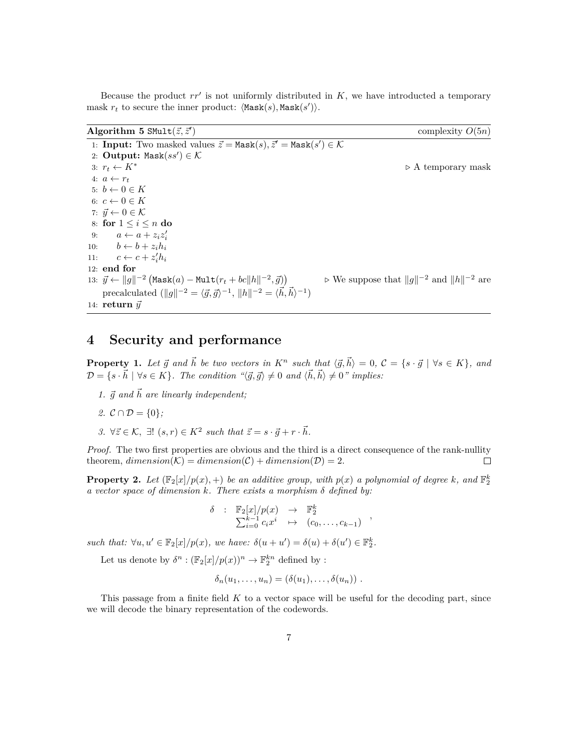Because the product $rr'$ is not uniformly distributed in $K$, we have introducted a temporary mask $r_t$ to secure the inner product: $\langle \texttt{Mask}(s), \texttt{Mask}(s') \rangle$.

**Algorithm 5** $\texttt{SMult}(\vec{z}, \vec{z}')$ — complexity $O(5n)$

```
1: Input: Two masked values z = Mask(s), z' = Mask(s') ∈ 𝒦
2: Output: Mask(ss') ∈ 𝒦
3: r_t ← K*                                          ▷ A temporary mask
4: a ← r_t
5: b ← 0 ∈ K
6: c ← 0 ∈ K
7: y ← 0 ∈ 𝒦
8: for 1 ≤ i ≤ n do
9:     a ← a + z_i z'_i
10:    b ← b + z_i h_i
11:    c ← c + z'_i h_i
12: end for
13: y ← ‖g‖^{-2} (Mask(a) − Mult(r_t + bc‖h‖^{-2}, g))   ▷ We suppose that ‖g‖^{-2} and ‖h‖^{-2} are
    precalculated (‖g‖^{-2} = ⟨g, g⟩^{-1}, ‖h‖^{-2} = ⟨h, h⟩^{-1})
14: return y
```

## 4 Security and performance

**Property 1.** *Let $\vec{g}$ and $\vec{h}$ be two vectors in $K^n$ such that $\langle \vec{g}, \vec{h} \rangle = 0$, $\mathcal{C} = \{s \cdot \vec{g} \mid \forall s \in K\}$, and $\mathcal{D} = \{s \cdot \vec{h} \mid \forall s \in K\}$. The condition "$\langle \vec{g}, \vec{g} \rangle \neq 0$ and $\langle \vec{h}, \vec{h} \rangle \neq 0$" implies:*

1. *$\vec{g}$ and $\vec{h}$ are linearly independent;*
2. *$\mathcal{C} \cap \mathcal{D} = \{0\}$;*
3. *$\forall \vec{z} \in \mathcal{K}$, $\exists!$ $(s, r) \in K^2$ such that $\vec{z} = s \cdot \vec{g} + r \cdot \vec{h}$.*

*Proof.* The two first properties are obvious and the third is a direct consequence of the rank-nullity theorem, $dimension(\mathcal{K}) = dimension(\mathcal{C}) + dimension(\mathcal{D}) = 2$. □

**Property 2.** *Let $(\mathbb{F}_2[x]/p(x), +)$ be an additive group, with $p(x)$ a polynomial of degree $k$, and $\mathbb{F}_2^k$ a vector space of dimension $k$. There exists a morphism $\delta$ defined by:*

$$\delta \quad : \quad \begin{array}{ccc} \mathbb{F}_2[x]/p(x) & \rightarrow & \mathbb{F}_2^k \\ \sum_{i=0}^{k-1} c_i x^i & \mapsto & (c_0, \ldots, c_{k-1}) \end{array} ,$$

*such that: $\forall u, u' \in \mathbb{F}_2[x]/p(x)$, we have: $\delta(u + u') = \delta(u) + \delta(u') \in \mathbb{F}_2^k$.*

Let us denote by $\delta^n : (\mathbb{F}_2[x]/p(x))^n \rightarrow \mathbb{F}_2^{kn}$ defined by :

$$\delta_n(u_1, \ldots, u_n) = (\delta(u_1), \ldots, \delta(u_n)) \ .$$

This passage from a finite field $K$ to a vector space will be useful for the decoding part, since we will decode the binary representation of the codewords.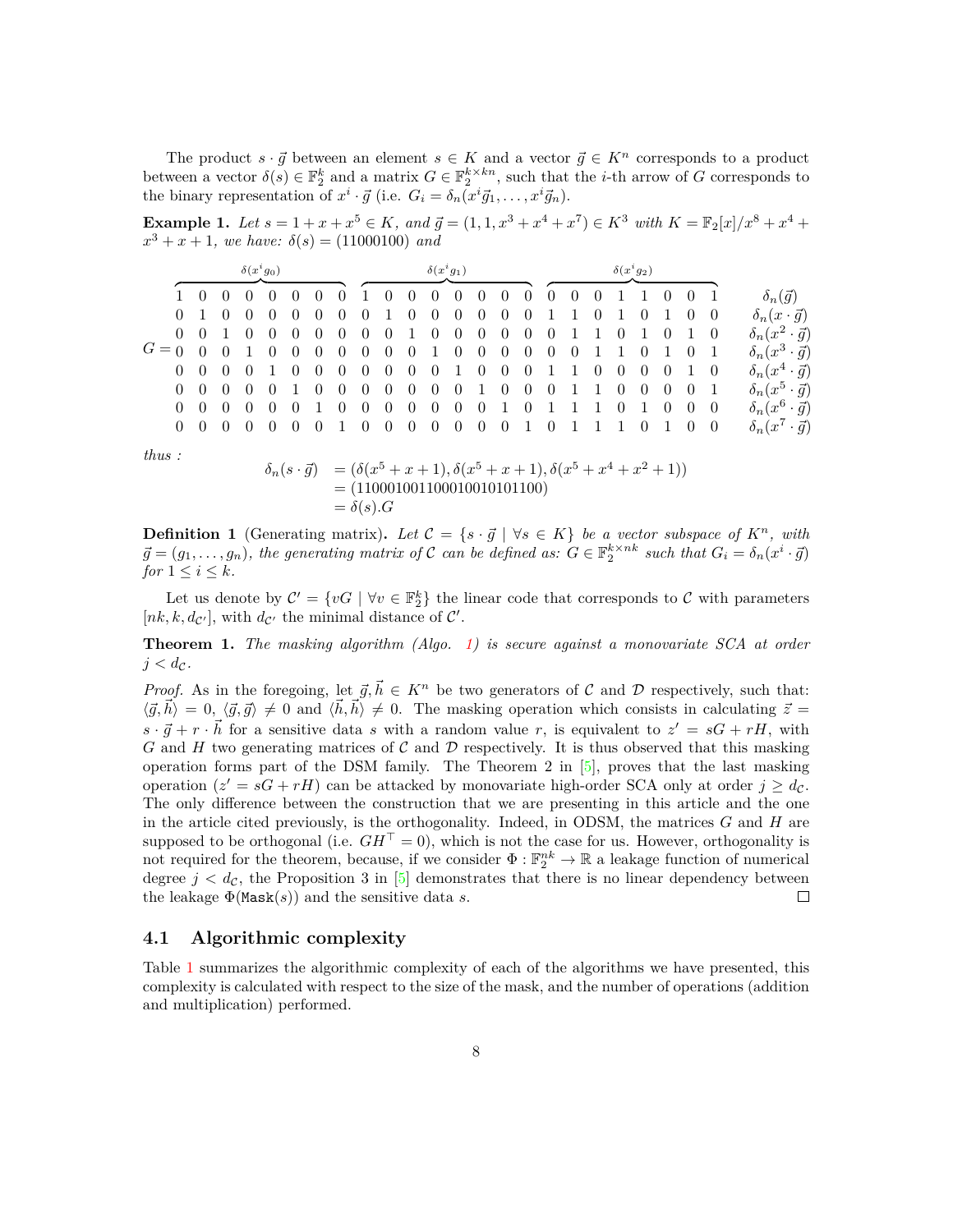The product $s \cdot \vec{g}$ between an element $s \in K$ and a vector $\vec{g} \in K^n$ corresponds to a product between a vector $\delta(s) \in \mathbb{F}_2^k$ and a matrix $G \in \mathbb{F}_2^{k \times kn}$, such that the $i$-th arrow of $G$ corresponds to the binary representation of $x^i \cdot \vec{g}$ (i.e. $G_i = \delta_n(x^i \vec{g}_1, \ldots, x^i \vec{g}_n)$.

**Example 1.** *Let $s = 1 + x + x^5 \in K$, and $\vec{g} = (1, 1, x^3 + x^4 + x^7) \in K^3$ with $K = \mathbb{F}_2[x]/x^8 + x^4 + x^3 + x + 1$, we have: $\delta(s) = (11000100)$ and*

$$
G = \begin{array}{cccc}
\overbrace{\begin{matrix} 1&0&0&0&0&0&0&0 \\ 0&1&0&0&0&0&0&0 \\ 0&0&1&0&0&0&0&0 \\ 0&0&0&1&0&0&0&0 \\ 0&0&0&0&1&0&0&0 \\ 0&0&0&0&0&1&0&0 \\ 0&0&0&0&0&0&1&0 \\ 0&0&0&0&0&0&0&1 \end{matrix}}^{\delta(x^i g_0)} &
\overbrace{\begin{matrix} 1&0&0&0&0&0&0&0 \\ 0&1&0&0&0&0&0&0 \\ 0&0&1&0&0&0&0&0 \\ 0&0&0&1&0&0&0&0 \\ 0&0&0&0&1&0&0&0 \\ 0&0&0&0&0&1&0&0 \\ 0&0&0&0&0&0&1&0 \\ 0&0&0&0&0&0&0&1 \end{matrix}}^{\delta(x^i g_1)} &
\overbrace{\begin{matrix} 0&0&0&1&1&0&0&1 \\ 1&1&0&1&0&1&0&0 \\ 0&1&1&0&1&0&1&0 \\ 0&0&1&1&0&1&0&1 \\ 1&1&0&0&0&0&1&0 \\ 0&1&1&0&0&0&0&1 \\ 1&1&1&0&1&0&0&0 \\ 0&1&1&1&0&1&0&0 \end{matrix}}^{\delta(x^i g_2)} &
\begin{matrix} \delta_n(\vec{g}) \\ \delta_n(x \cdot \vec{g}) \\ \delta_n(x^2 \cdot \vec{g}) \\ \delta_n(x^3 \cdot \vec{g}) \\ \delta_n(x^4 \cdot \vec{g}) \\ \delta_n(x^5 \cdot \vec{g}) \\ \delta_n(x^6 \cdot \vec{g}) \\ \delta_n(x^7 \cdot \vec{g}) \end{matrix}
\end{array}
$$

*thus :*

$$
\begin{aligned}
\delta_n(s \cdot \vec{g}) &= (\delta(x^5 + x + 1), \delta(x^5 + x + 1), \delta(x^5 + x^4 + x^2 + 1)) \\
&= (110001001100010010101100) \\
&= \delta(s).G
\end{aligned}
$$

**Definition 1** (Generating matrix)**.** *Let $\mathcal{C} = \{s \cdot \vec{g} \mid \forall s \in K\}$ be a vector subspace of $K^n$, with $\vec{g} = (g_1, \ldots, g_n)$, the generating matrix of $\mathcal{C}$ can be defined as: $G \in \mathbb{F}_2^{k \times nk}$ such that $G_i = \delta_n(x^i \cdot \vec{g})$ for $1 \leq i \leq k$.*

Let us denote by $\mathcal{C}' = \{vG \mid \forall v \in \mathbb{F}_2^k\}$ the linear code that corresponds to $\mathcal{C}$ with parameters $[nk, k, d_{\mathcal{C}'}]$, with $d_{\mathcal{C}'}$ the minimal distance of $\mathcal{C}'$.

**Theorem 1.** *The masking algorithm (Algo. 1) is secure against a monovariate SCA at order $j < d_{\mathcal{C}}$.*

*Proof.* As in the foregoing, let $\vec{g}, \vec{h} \in K^n$ be two generators of $\mathcal{C}$ and $\mathcal{D}$ respectively, such that: $\langle \vec{g}, \vec{h} \rangle = 0$, $\langle \vec{g}, \vec{g} \rangle \neq 0$ and $\langle \vec{h}, \vec{h} \rangle \neq 0$. The masking operation which consists in calculating $\vec{z} = s \cdot \vec{g} + r \cdot \vec{h}$ for a sensitive data $s$ with a random value $r$, is equivalent to $z' = sG + rH$, with $G$ and $H$ two generating matrices of $\mathcal{C}$ and $\mathcal{D}$ respectively. It is thus observed that this masking operation forms part of the DSM family. The Theorem 2 in [5], proves that the last masking operation ($z' = sG + rH$) can be attacked by monovariate high-order SCA only at order $j \geq d_{\mathcal{C}}$. The only difference between the construction that we are presenting in this article and the one in the article cited previously, is the orthogonality. Indeed, in ODSM, the matrices $G$ and $H$ are supposed to be orthogonal (i.e. $GH^\top = 0$), which is not the case for us. However, orthogonality is not required for the theorem, because, if we consider $\Phi : \mathbb{F}_2^{nk} \to \mathbb{R}$ a leakage function of numerical degree $j < d_{\mathcal{C}}$, the Proposition 3 in [5] demonstrates that there is no linear dependency between the leakage $\Phi(\texttt{Mask}(s))$ and the sensitive data $s$. ☐

## 4.1 Algorithmic complexity

Table 1 summarizes the algorithmic complexity of each of the algorithms we have presented, this complexity is calculated with respect to the size of the mask, and the number of operations (addition and multiplication) performed.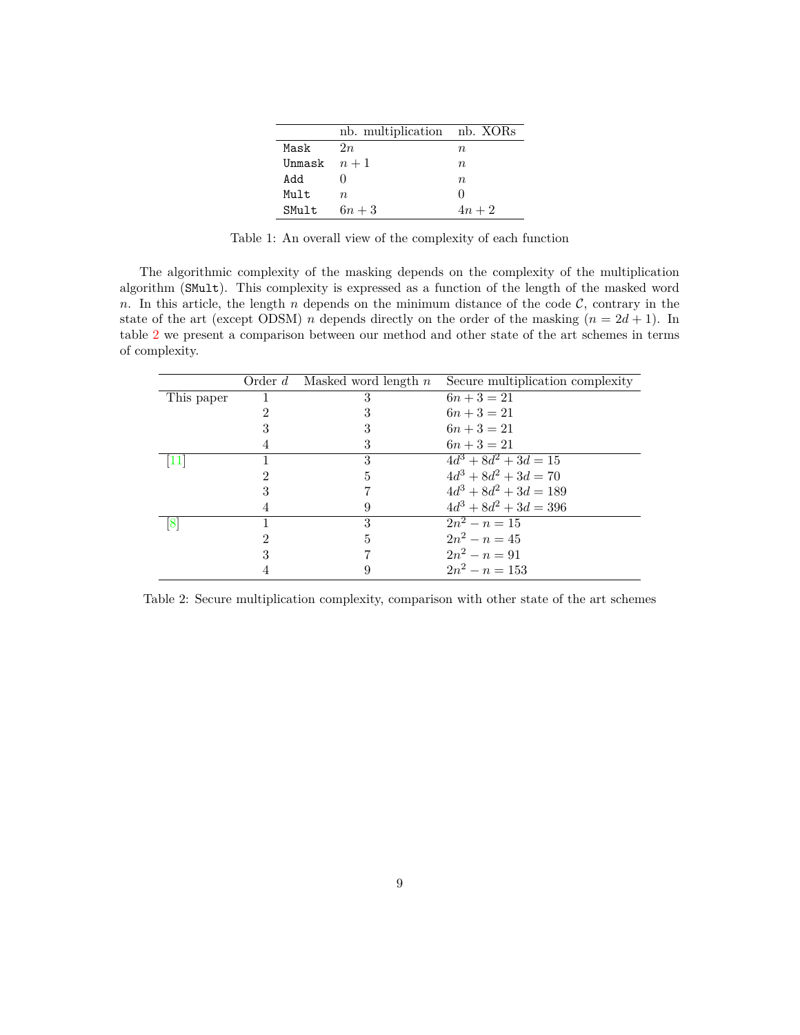|  | nb. multiplication | nb. XORs |
|---|---|---|
| `Mask` | $2n$ | $n$ |
| `Unmask` | $n+1$ | $n$ |
| `Add` | $0$ | $n$ |
| `Mult` | $n$ | $0$ |
| `SMult` | $6n+3$ | $4n+2$ |

Table 1: An overall view of the complexity of each function

The algorithmic complexity of the masking depends on the complexity of the multiplication algorithm (`SMult`). This complexity is expressed as a function of the length of the masked word $n$. In this article, the length $n$ depends on the minimum distance of the code $\mathcal{C}$, contrary in the state of the art (except ODSM) $n$ depends directly on the order of the masking ($n = 2d + 1$). In table 2 we present a comparison between our method and other state of the art schemes in terms of complexity.

|  | Order $d$ | Masked word length $n$ | Secure multiplication complexity |
|---|---|---|---|
| This paper | 1 | 3 | $6n + 3 = 21$ |
|  | 2 | 3 | $6n + 3 = 21$ |
|  | 3 | 3 | $6n + 3 = 21$ |
|  | 4 | 3 | $6n + 3 = 21$ |
| [11] | 1 | 3 | $4d^3 + 8d^2 + 3d = 15$ |
|  | 2 | 5 | $4d^3 + 8d^2 + 3d = 70$ |
|  | 3 | 7 | $4d^3 + 8d^2 + 3d = 189$ |
|  | 4 | 9 | $4d^3 + 8d^2 + 3d = 396$ |
| [8] | 1 | 3 | $2n^2 - n = 15$ |
|  | 2 | 5 | $2n^2 - n = 45$ |
|  | 3 | 7 | $2n^2 - n = 91$ |
|  | 4 | 9 | $2n^2 - n = 153$ |

Table 2: Secure multiplication complexity, comparison with other state of the art schemes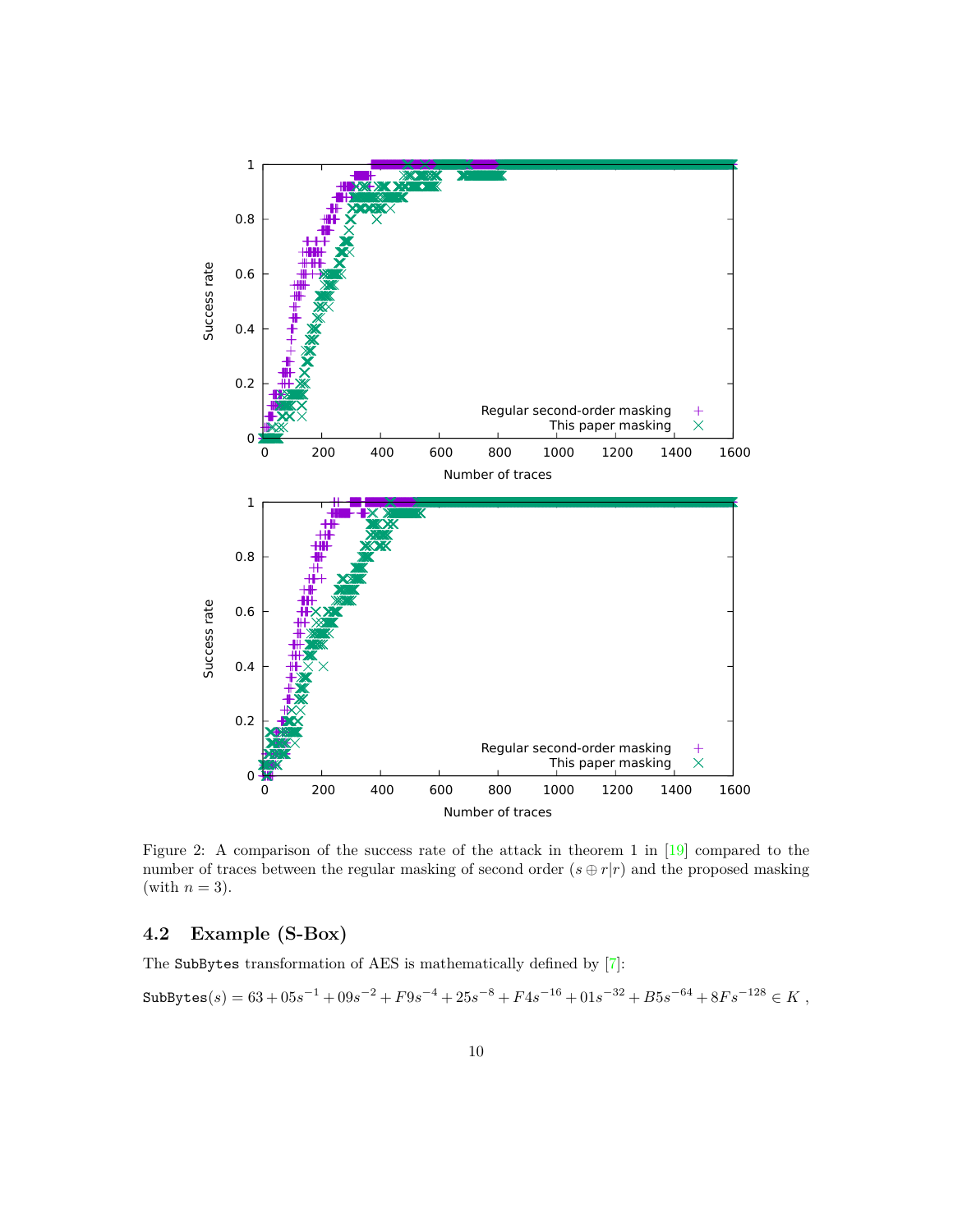Figure 2: A comparison of the success rate of the attack in theorem 1 in [19] compared to the number of traces between the regular masking of second order ($s \oplus r|r$) and the proposed masking (with $n = 3$).

### 4.2 Example (S-Box)

The SubBytes transformation of AES is mathematically defined by [7]:

$$\texttt{SubBytes}(s) = 63 + 05s^{-1} + 09s^{-2} + F9s^{-4} + 25s^{-8} + F4s^{-16} + 01s^{-32} + B5s^{-64} + 8Fs^{-128} \in K \ ,$$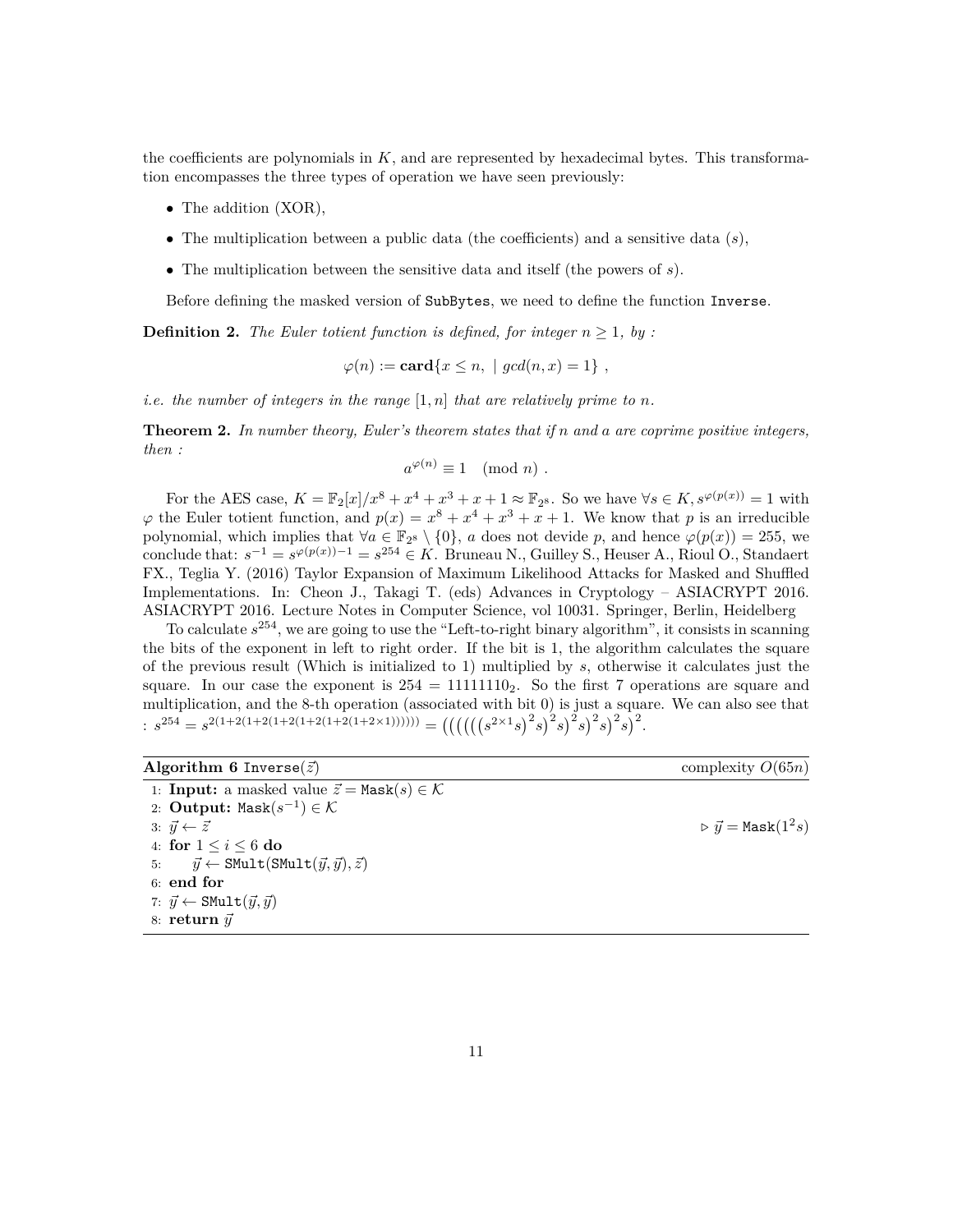the coefficients are polynomials in $K$, and are represented by hexadecimal bytes. This transformation encompasses the three types of operation we have seen previously:

- The addition (XOR),
- The multiplication between a public data (the coefficients) and a sensitive data ($s$),
- The multiplication between the sensitive data and itself (the powers of $s$).

Before defining the masked version of `SubBytes`, we need to define the function `Inverse`.

**Definition 2.** *The Euler totient function is defined, for integer $n \geq 1$, by :*

$$\varphi(n) := \mathbf{card}\{x \leq n, \mid gcd(n, x) = 1\} \ ,$$

*i.e. the number of integers in the range $[1, n]$ that are relatively prime to $n$.*

**Theorem 2.** *In number theory, Euler's theorem states that if n and a are coprime positive integers, then :*

$$a^{\varphi(n)} \equiv 1 \pmod{n} \ .$$

For the AES case, $K = \mathbb{F}_2[x]/x^8 + x^4 + x^3 + x + 1 \approx \mathbb{F}_{2^8}$. So we have $\forall s \in K, s^{\varphi(p(x))} = 1$ with $\varphi$ the Euler totient function, and $p(x) = x^8 + x^4 + x^3 + x + 1$. We know that $p$ is an irreducible polynomial, which implies that $\forall a \in \mathbb{F}_{2^8} \setminus \{0\}$, $a$ does not devide $p$, and hence $\varphi(p(x)) = 255$, we conclude that: $s^{-1} = s^{\varphi(p(x))-1} = s^{254} \in K$. Bruneau N., Guilley S., Heuser A., Rioul O., Standaert FX., Teglia Y. (2016) Taylor Expansion of Maximum Likelihood Attacks for Masked and Shuffled Implementations. In: Cheon J., Takagi T. (eds) Advances in Cryptology – ASIACRYPT 2016. ASIACRYPT 2016. Lecture Notes in Computer Science, vol 10031. Springer, Berlin, Heidelberg

To calculate $s^{254}$, we are going to use the "Left-to-right binary algorithm", it consists in scanning the bits of the exponent in left to right order. If the bit is 1, the algorithm calculates the square of the previous result (Which is initialized to 1) multiplied by $s$, otherwise it calculates just the square. In our case the exponent is $254 = 11111110_2$. So the first 7 operations are square and multiplication, and the 8-th operation (associated with bit 0) is just a square. We can also see that : $s^{254} = s^{2(1+2(1+2(1+2(1+2(1+2(1+2\times1))))))} = \left(\left(\left(\left(\left(\left(s^{2\times1}s\right)^2 s\right)^2 s\right)^2 s\right)^2 s\right)^2 s\right)^2$.

**Algorithm 6** `Inverse`($\vec{z}$) — complexity $O(65n)$

```
1: Input: a masked value z⃗ = Mask(s) ∈ 𝒦
2: Output: Mask(s^{-1}) ∈ 𝒦
3: y⃗ ← z⃗                                   ▷ y⃗ = Mask(1^2 s)
4: for 1 ≤ i ≤ 6 do
5:     y⃗ ← SMult(SMult(y⃗, y⃗), z⃗)
6: end for
7: y⃗ ← SMult(y⃗, y⃗)
8: return y⃗
```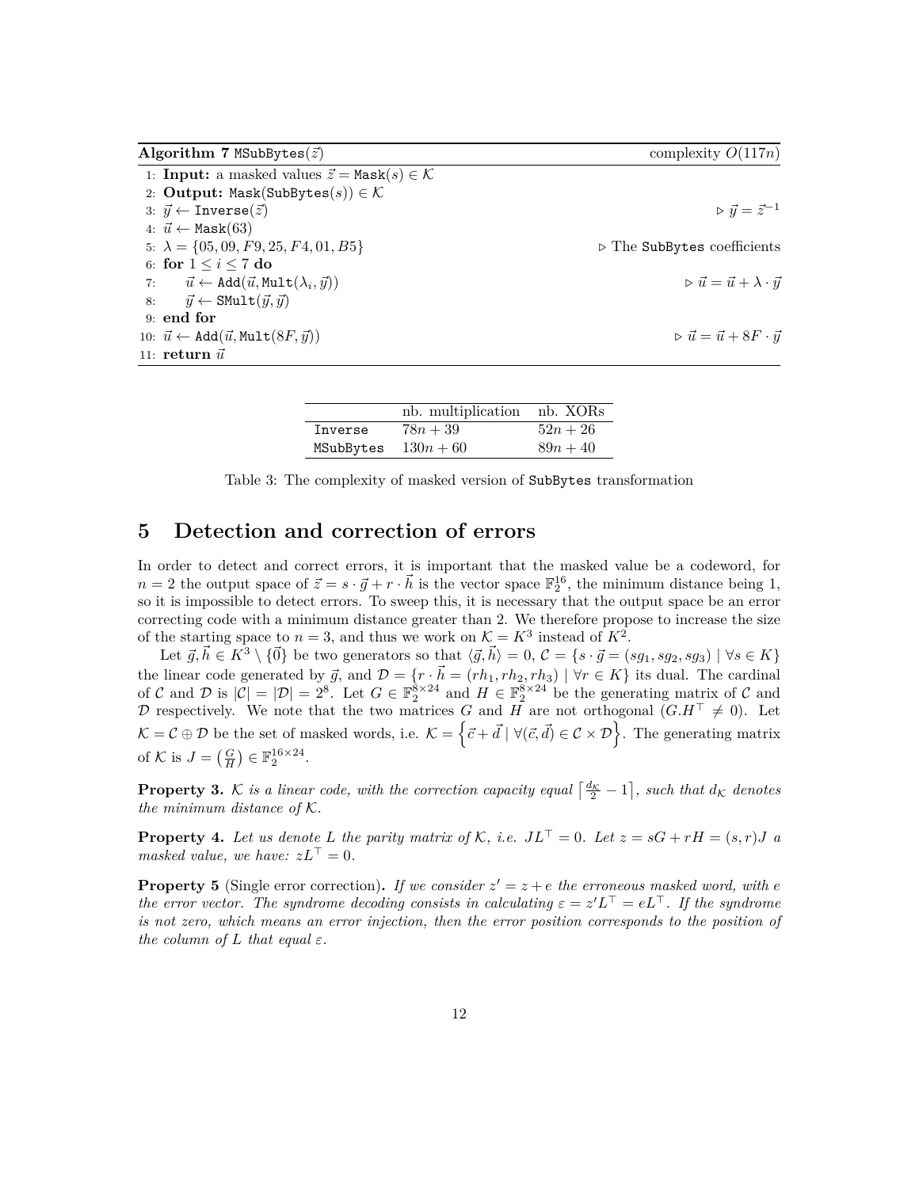**Algorithm 7** MSubBytes($\vec{z}$) complexity $O(117n)$

```
1: Input: a masked values z⃗ = Mask(s) ∈ 𝒦
2: Output: Mask(SubBytes(s)) ∈ 𝒦
3: y⃗ ← Inverse(z⃗)                                  ▷ y⃗ = z⃗^{-1}
4: u⃗ ← Mask(63)
5: λ = {05, 09, F9, 25, F4, 01, B5}                  ▷ The SubBytes coefficients
6: for 1 ≤ i ≤ 7 do
7:     u⃗ ← Add(u⃗, Mult(λ_i, y⃗))                     ▷ u⃗ = u⃗ + λ · y⃗
8:     y⃗ ← SMult(y⃗, y⃗)
9: end for
10: u⃗ ← Add(u⃗, Mult(8F, y⃗))                         ▷ u⃗ = u⃗ + 8F · y⃗
11: return u⃗
```

| | nb. multiplication | nb. XORs |
|---|---|---|
| Inverse | $78n + 39$ | $52n + 26$ |
| MSubBytes | $130n + 60$ | $89n + 40$ |

Table 3: The complexity of masked version of SubBytes transformation

# 5 Detection and correction of errors

In order to detect and correct errors, it is important that the masked value be a codeword, for $n = 2$ the output space of $\vec{z} = s \cdot \vec{g} + r \cdot \vec{h}$ is the vector space $\mathbb{F}_2^{16}$, the minimum distance being 1, so it is impossible to detect errors. To sweep this, it is necessary that the output space be an error correcting code with a minimum distance greater than 2. We therefore propose to increase the size of the starting space to $n = 3$, and thus we work on $\mathcal{K} = K^3$ instead of $K^2$.

Let $\vec{g}, \vec{h} \in K^3 \setminus \{\vec{0}\}$ be two generators so that $\langle \vec{g}, \vec{h} \rangle = 0$, $\mathcal{C} = \{s \cdot \vec{g} = (sg_1, sg_2, sg_3) \mid \forall s \in K\}$ the linear code generated by $\vec{g}$, and $\mathcal{D} = \{r \cdot \vec{h} = (rh_1, rh_2, rh_3) \mid \forall r \in K\}$ its dual. The cardinal of $\mathcal{C}$ and $\mathcal{D}$ is $|\mathcal{C}| = |\mathcal{D}| = 2^8$. Let $G \in \mathbb{F}_2^{8\times 24}$ and $H \in \mathbb{F}_2^{8\times 24}$ be the generating matrix of $\mathcal{C}$ and $\mathcal{D}$ respectively. We note that the two matrices $G$ and $H$ are not orthogonal ($G.H^\top \neq 0$). Let $\mathcal{K} = \mathcal{C} \oplus \mathcal{D}$ be the set of masked words, i.e. $\mathcal{K} = \left\{\vec{c} + \vec{d} \mid \forall (\vec{c}, \vec{d}) \in \mathcal{C} \times \mathcal{D}\right\}$. The generating matrix of $\mathcal{K}$ is $J = \binom{G}{H} \in \mathbb{F}_2^{16\times 24}$.

**Property 3.** *$\mathcal{K}$ is a linear code, with the correction capacity equal $\left\lceil \frac{d_\mathcal{K}}{2} - 1 \right\rceil$, such that $d_\mathcal{K}$ denotes the minimum distance of $\mathcal{K}$.*

**Property 4.** *Let us denote $L$ the parity matrix of $\mathcal{K}$, i.e. $JL^\top = 0$. Let $z = sG + rH = (s, r)J$ a masked value, we have: $zL^\top = 0$.*

**Property 5** (Single error correction)**.** *If we consider $z' = z + e$ the erroneous masked word, with $e$ the error vector. The syndrome decoding consists in calculating $\varepsilon = z'L^\top = eL^\top$. If the syndrome is not zero, which means an error injection, then the error position corresponds to the position of the column of $L$ that equal $\varepsilon$.*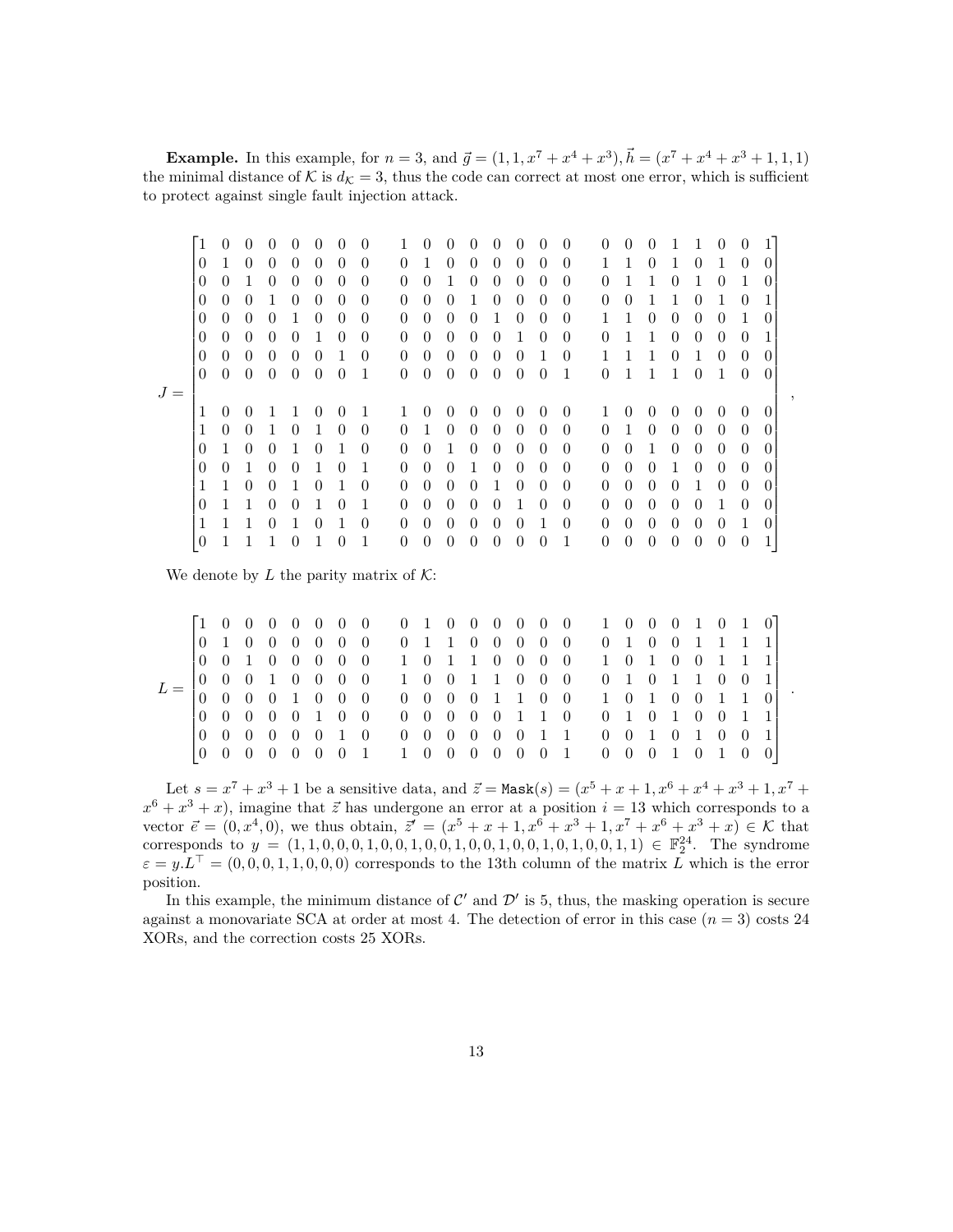**Example.** In this example, for $n = 3$, and $\vec{g} = (1, 1, x^7 + x^4 + x^3), \vec{h} = (x^7 + x^4 + x^3 + 1, 1, 1)$ the minimal distance of $\mathcal{K}$ is $d_{\mathcal{K}} = 3$, thus the code can correct at most one error, which is sufficient to protect against single fault injection attack.

$$
J = \begin{bmatrix}
1&0&0&0&0&0&0&0&1&0&0&0&0&0&0&0&0&0&0&1&1&0&0&1\\
0&1&0&0&0&0&0&0&0&1&0&0&0&0&0&0&1&1&0&1&0&1&0&0\\
0&0&1&0&0&0&0&0&0&0&1&0&0&0&0&0&0&1&1&0&1&0&1&0\\
0&0&0&1&0&0&0&0&0&0&0&1&0&0&0&0&0&0&1&1&0&1&0&1\\
0&0&0&0&1&0&0&0&0&0&0&0&1&0&0&0&1&1&0&0&0&0&1&0\\
0&0&0&0&0&1&0&0&0&0&0&0&0&1&0&0&0&1&1&0&0&0&0&1\\
0&0&0&0&0&0&1&0&0&0&0&0&0&0&1&0&1&1&1&0&1&0&0&0\\
0&0&0&0&0&0&0&1&0&0&0&0&0&0&0&1&0&1&1&1&0&1&0&0\\
1&0&0&1&1&0&0&1&1&0&0&0&0&0&0&0&1&0&0&0&0&0&0&0\\
1&0&0&1&0&1&0&0&0&1&0&0&0&0&0&0&0&1&0&0&0&0&0&0\\
0&1&0&0&1&0&1&0&0&0&1&0&0&0&0&0&0&0&1&0&0&0&0&0\\
0&0&1&0&0&1&0&1&0&0&0&1&0&0&0&0&0&0&0&1&0&0&0&0\\
1&1&0&0&1&0&1&0&0&0&0&0&1&0&0&0&0&0&0&0&1&0&0&0\\
0&1&1&0&0&1&0&1&0&0&0&0&0&1&0&0&0&0&0&0&0&1&0&0\\
1&1&1&0&1&0&1&0&0&0&0&0&0&0&1&0&0&0&0&0&0&0&1&0\\
0&1&1&1&0&1&0&1&0&0&0&0&0&0&0&1&0&0&0&0&0&0&0&1
\end{bmatrix},
$$

We denote by $L$ the parity matrix of $\mathcal{K}$:

$$
L = \begin{bmatrix}
1&0&0&0&0&0&0&0&0&1&0&0&0&0&0&0&1&0&0&0&1&0&1&0\\
0&1&0&0&0&0&0&0&0&1&1&0&0&0&0&0&0&1&0&0&1&1&1&1\\
0&0&1&0&0&0&0&0&1&0&1&1&0&0&0&0&1&0&1&0&0&1&1&1\\
0&0&0&1&0&0&0&0&1&0&0&1&1&0&0&0&0&1&0&1&1&0&0&1\\
0&0&0&0&1&0&0&0&0&0&0&0&1&1&0&0&1&0&1&0&0&1&1&0\\
0&0&0&0&0&1&0&0&0&0&0&0&0&1&1&0&0&1&0&1&0&0&1&1\\
0&0&0&0&0&0&1&0&0&0&0&0&0&0&1&1&0&0&1&0&1&0&0&1\\
0&0&0&0&0&0&0&1&1&0&0&0&0&0&0&1&0&0&0&1&0&1&0&0
\end{bmatrix}.
$$

Let $s = x^7 + x^3 + 1$ be a sensitive data, and $\vec{z} = \texttt{Mask}(s) = (x^5 + x + 1, x^6 + x^4 + x^3 + 1, x^7 + x^6 + x^3 + x)$, imagine that $\vec{z}$ has undergone an error at a position $i = 13$ which corresponds to a vector $\vec{e} = (0, x^4, 0)$, we thus obtain, $\vec{z}' = (x^5 + x + 1, x^6 + x^3 + 1, x^7 + x^6 + x^3 + x) \in \mathcal{K}$ that corresponds to $y = (1, 1, 0, 0, 0, 1, 0, 0, 1, 0, 0, 1, 0, 0, 1, 0, 0, 1, 0, 1, 0, 0, 1, 1) \in \mathbb{F}_2^{24}$. The syndrome $\varepsilon = y.L^\top = (0, 0, 0, 1, 1, 0, 0, 0)$ corresponds to the 13th column of the matrix $L$ which is the error position.

In this example, the minimum distance of $\mathcal{C}'$ and $\mathcal{D}'$ is 5, thus, the masking operation is secure against a monovariate SCA at order at most 4. The detection of error in this case ($n = 3$) costs 24 XORs, and the correction costs 25 XORs.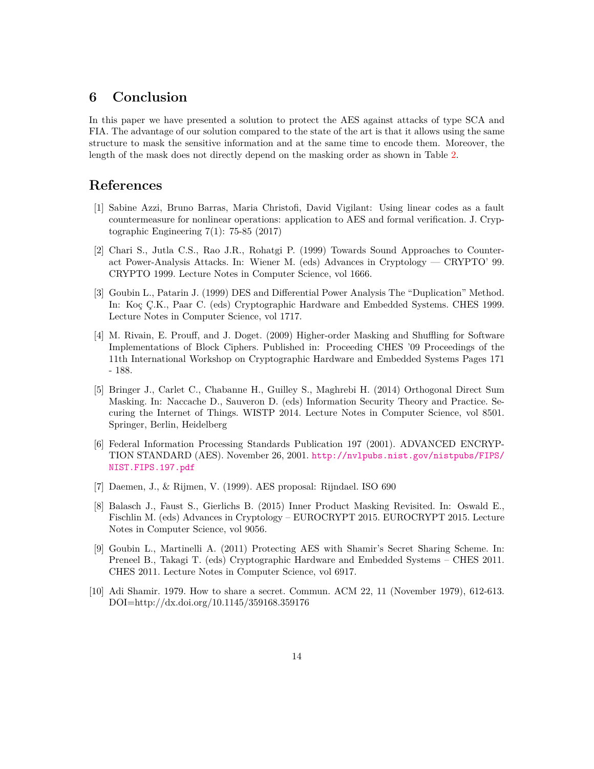## 6 Conclusion

In this paper we have presented a solution to protect the AES against attacks of type SCA and FIA. The advantage of our solution compared to the state of the art is that it allows using the same structure to mask the sensitive information and at the same time to encode them. Moreover, the length of the mask does not directly depend on the masking order as shown in Table 2.

## References

[1] Sabine Azzi, Bruno Barras, Maria Christofi, David Vigilant: Using linear codes as a fault countermeasure for nonlinear operations: application to AES and formal verification. J. Cryptographic Engineering 7(1): 75-85 (2017)

[2] Chari S., Jutla C.S., Rao J.R., Rohatgi P. (1999) Towards Sound Approaches to Counteract Power-Analysis Attacks. In: Wiener M. (eds) Advances in Cryptology — CRYPTO' 99. CRYPTO 1999. Lecture Notes in Computer Science, vol 1666.

[3] Goubin L., Patarin J. (1999) DES and Differential Power Analysis The "Duplication" Method. In: Koç Ç.K., Paar C. (eds) Cryptographic Hardware and Embedded Systems. CHES 1999. Lecture Notes in Computer Science, vol 1717.

[4] M. Rivain, E. Prouff, and J. Doget. (2009) Higher-order Masking and Shuffling for Software Implementations of Block Ciphers. Published in: Proceeding CHES '09 Proceedings of the 11th International Workshop on Cryptographic Hardware and Embedded Systems Pages 171 - 188.

[5] Bringer J., Carlet C., Chabanne H., Guilley S., Maghrebi H. (2014) Orthogonal Direct Sum Masking. In: Naccache D., Sauveron D. (eds) Information Security Theory and Practice. Securing the Internet of Things. WISTP 2014. Lecture Notes in Computer Science, vol 8501. Springer, Berlin, Heidelberg

[6] Federal Information Processing Standards Publication 197 (2001). ADVANCED ENCRYPTION STANDARD (AES). November 26, 2001. http://nvlpubs.nist.gov/nistpubs/FIPS/NIST.FIPS.197.pdf

[7] Daemen, J., & Rijmen, V. (1999). AES proposal: Rijndael. ISO 690

[8] Balasch J., Faust S., Gierlichs B. (2015) Inner Product Masking Revisited. In: Oswald E., Fischlin M. (eds) Advances in Cryptology – EUROCRYPT 2015. EUROCRYPT 2015. Lecture Notes in Computer Science, vol 9056.

[9] Goubin L., Martinelli A. (2011) Protecting AES with Shamir's Secret Sharing Scheme. In: Preneel B., Takagi T. (eds) Cryptographic Hardware and Embedded Systems – CHES 2011. CHES 2011. Lecture Notes in Computer Science, vol 6917.

[10] Adi Shamir. 1979. How to share a secret. Commun. ACM 22, 11 (November 1979), 612-613. DOI=http://dx.doi.org/10.1145/359168.359176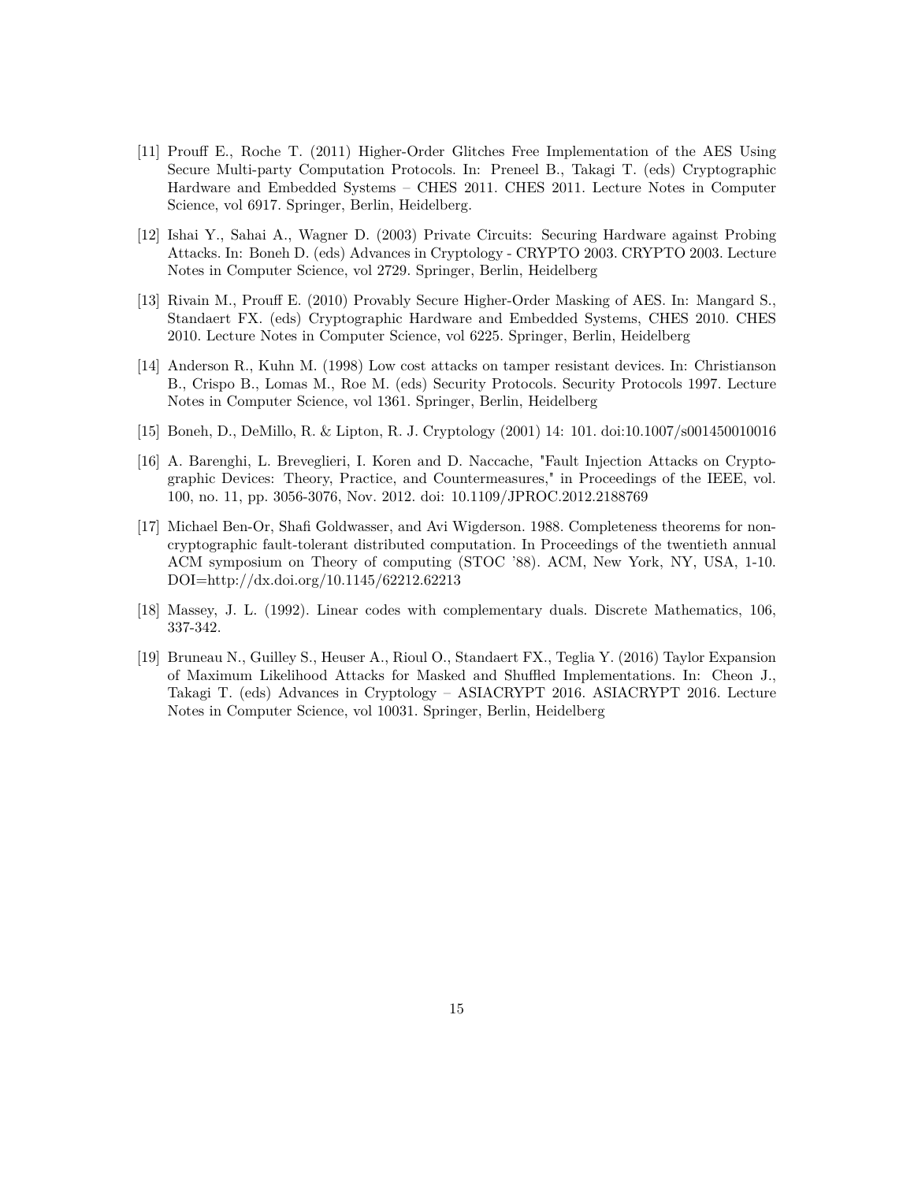[11] Prouff E., Roche T. (2011) Higher-Order Glitches Free Implementation of the AES Using Secure Multi-party Computation Protocols. In: Preneel B., Takagi T. (eds) Cryptographic Hardware and Embedded Systems – CHES 2011. CHES 2011. Lecture Notes in Computer Science, vol 6917. Springer, Berlin, Heidelberg.

[12] Ishai Y., Sahai A., Wagner D. (2003) Private Circuits: Securing Hardware against Probing Attacks. In: Boneh D. (eds) Advances in Cryptology - CRYPTO 2003. CRYPTO 2003. Lecture Notes in Computer Science, vol 2729. Springer, Berlin, Heidelberg

[13] Rivain M., Prouff E. (2010) Provably Secure Higher-Order Masking of AES. In: Mangard S., Standaert FX. (eds) Cryptographic Hardware and Embedded Systems, CHES 2010. CHES 2010. Lecture Notes in Computer Science, vol 6225. Springer, Berlin, Heidelberg

[14] Anderson R., Kuhn M. (1998) Low cost attacks on tamper resistant devices. In: Christianson B., Crispo B., Lomas M., Roe M. (eds) Security Protocols. Security Protocols 1997. Lecture Notes in Computer Science, vol 1361. Springer, Berlin, Heidelberg

[15] Boneh, D., DeMillo, R. & Lipton, R. J. Cryptology (2001) 14: 101. doi:10.1007/s001450010016

[16] A. Barenghi, L. Breveglieri, I. Koren and D. Naccache, "Fault Injection Attacks on Cryptographic Devices: Theory, Practice, and Countermeasures," in Proceedings of the IEEE, vol. 100, no. 11, pp. 3056-3076, Nov. 2012. doi: 10.1109/JPROC.2012.2188769

[17] Michael Ben-Or, Shafi Goldwasser, and Avi Wigderson. 1988. Completeness theorems for non-cryptographic fault-tolerant distributed computation. In Proceedings of the twentieth annual ACM symposium on Theory of computing (STOC '88). ACM, New York, NY, USA, 1-10. DOI=http://dx.doi.org/10.1145/62212.62213

[18] Massey, J. L. (1992). Linear codes with complementary duals. Discrete Mathematics, 106, 337-342.

[19] Bruneau N., Guilley S., Heuser A., Rioul O., Standaert FX., Teglia Y. (2016) Taylor Expansion of Maximum Likelihood Attacks for Masked and Shuffled Implementations. In: Cheon J., Takagi T. (eds) Advances in Cryptology – ASIACRYPT 2016. ASIACRYPT 2016. Lecture Notes in Computer Science, vol 10031. Springer, Berlin, Heidelberg